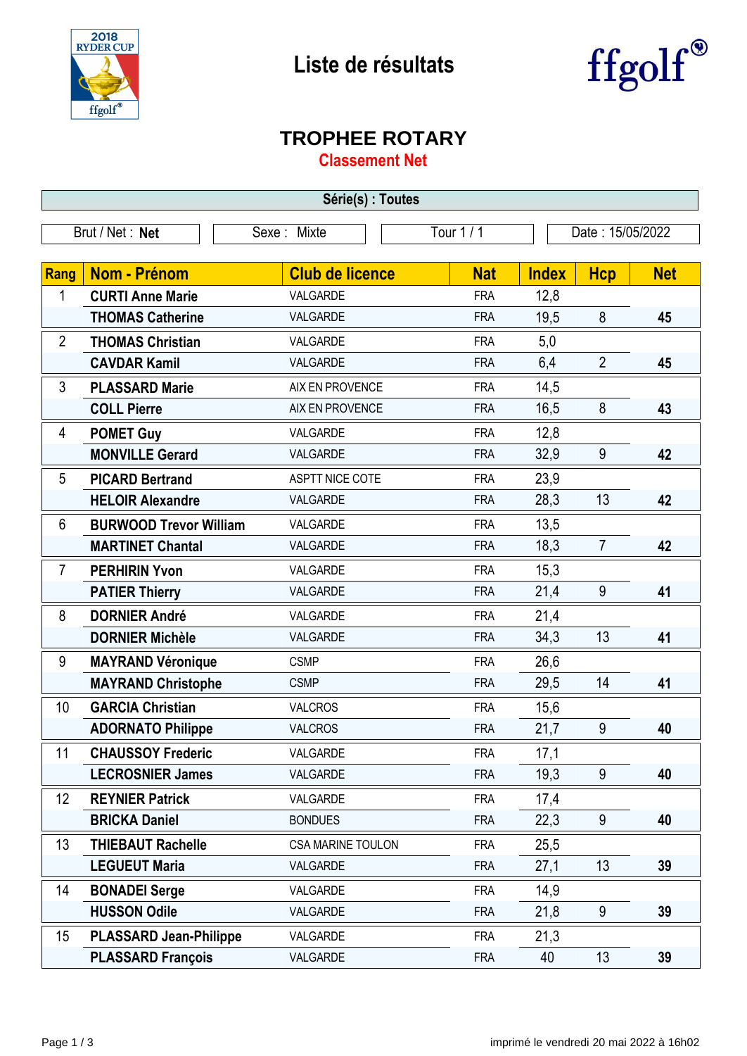# Liste de résultats

## TROPHEE ROTARY

### Classement Net

**Série(s) : Toutes**

Brut / Net : **Net** | Sexe : Mixte | Tour 1 / 1 | Date : 15/05/2022

| Rang | Nom - Prénom | Club de licence | Nat | Index | Hcp | Net |
|---|---|---|---|---|---|---|
| 1 | **CURTI Anne Marie** | VALGARDE | FRA | 12,8 | | |
| | **THOMAS Catherine** | VALGARDE | FRA | 19,5 | 8 | **45** |
| 2 | **THOMAS Christian** | VALGARDE | FRA | 5,0 | | |
| | **CAVDAR Kamil** | VALGARDE | FRA | 6,4 | 2 | **45** |
| 3 | **PLASSARD Marie** | AIX EN PROVENCE | FRA | 14,5 | | |
| | **COLL Pierre** | AIX EN PROVENCE | FRA | 16,5 | 8 | **43** |
| 4 | **POMET Guy** | VALGARDE | FRA | 12,8 | | |
| | **MONVILLE Gerard** | VALGARDE | FRA | 32,9 | 9 | **42** |
| 5 | **PICARD Bertrand** | ASPTT NICE COTE | FRA | 23,9 | | |
| | **HELOIR Alexandre** | VALGARDE | FRA | 28,3 | 13 | **42** |
| 6 | **BURWOOD Trevor William** | VALGARDE | FRA | 13,5 | | |
| | **MARTINET Chantal** | VALGARDE | FRA | 18,3 | 7 | **42** |
| 7 | **PERHIRIN Yvon** | VALGARDE | FRA | 15,3 | | |
| | **PATIER Thierry** | VALGARDE | FRA | 21,4 | 9 | **41** |
| 8 | **DORNIER André** | VALGARDE | FRA | 21,4 | | |
| | **DORNIER Michèle** | VALGARDE | FRA | 34,3 | 13 | **41** |
| 9 | **MAYRAND Véronique** | CSMP | FRA | 26,6 | | |
| | **MAYRAND Christophe** | CSMP | FRA | 29,5 | 14 | **41** |
| 10 | **GARCIA Christian** | VALCROS | FRA | 15,6 | | |
| | **ADORNATO Philippe** | VALCROS | FRA | 21,7 | 9 | **40** |
| 11 | **CHAUSSOY Frederic** | VALGARDE | FRA | 17,1 | | |
| | **LECROSNIER James** | VALGARDE | FRA | 19,3 | 9 | **40** |
| 12 | **REYNIER Patrick** | VALGARDE | FRA | 17,4 | | |
| | **BRICKA Daniel** | BONDUES | FRA | 22,3 | 9 | **40** |
| 13 | **THIEBAUT Rachelle** | CSA MARINE TOULON | FRA | 25,5 | | |
| | **LEGUEUT Maria** | VALGARDE | FRA | 27,1 | 13 | **39** |
| 14 | **BONADEI Serge** | VALGARDE | FRA | 14,9 | | |
| | **HUSSON Odile** | VALGARDE | FRA | 21,8 | 9 | **39** |
| 15 | **PLASSARD Jean-Philippe** | VALGARDE | FRA | 21,3 | | |
| | **PLASSARD François** | VALGARDE | FRA | 40 | 13 | **39** |

imprimé le vendredi 20 mai 2022 à 16h02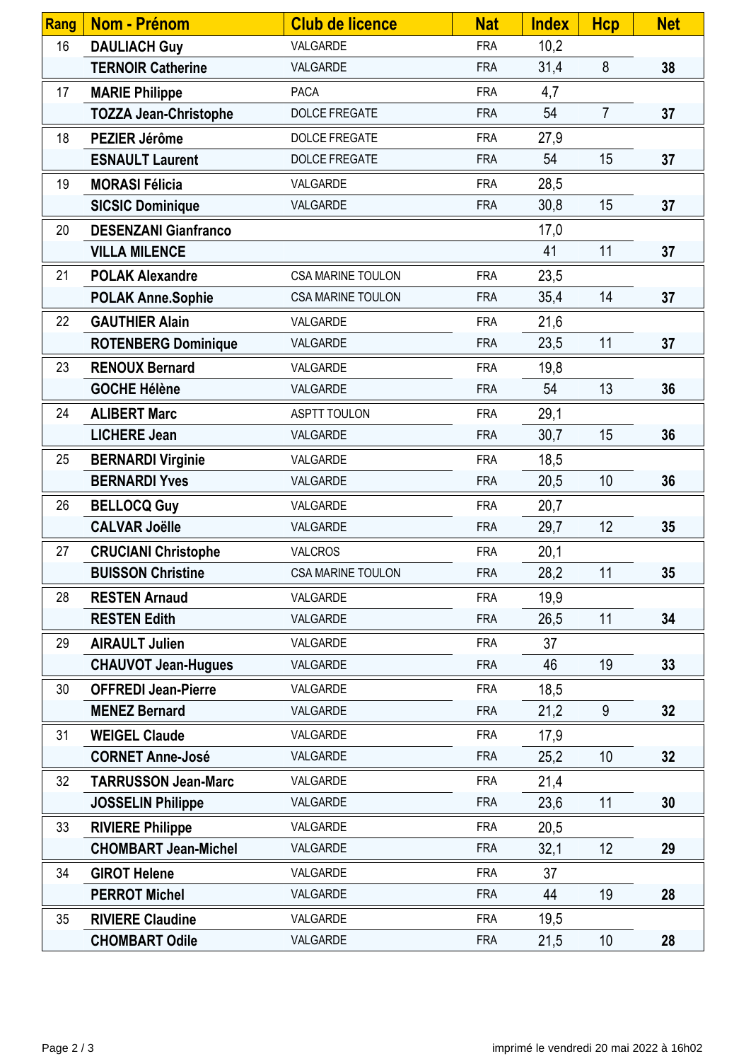| Rang | Nom - Prénom | Club de licence | Nat | Index | Hcp | Net |
|---|---|---|---|---|---|---|
| 16 | **DAULIACH Guy** | VALGARDE | FRA | 10,2 | | |
| | **TERNOIR Catherine** | VALGARDE | FRA | 31,4 | 8 | **38** |
| 17 | **MARIE Philippe** | PACA | FRA | 4,7 | | |
| | **TOZZA Jean-Christophe** | DOLCE FREGATE | FRA | 54 | 7 | **37** |
| 18 | **PEZIER Jérôme** | DOLCE FREGATE | FRA | 27,9 | | |
| | **ESNAULT Laurent** | DOLCE FREGATE | FRA | 54 | 15 | **37** |
| 19 | **MORASI Félicia** | VALGARDE | FRA | 28,5 | | |
| | **SICSIC Dominique** | VALGARDE | FRA | 30,8 | 15 | **37** |
| 20 | **DESENZANI Gianfranco** | | | 17,0 | | |
| | **VILLA MILENCE** | | | 41 | 11 | **37** |
| 21 | **POLAK Alexandre** | CSA MARINE TOULON | FRA | 23,5 | | |
| | **POLAK Anne.Sophie** | CSA MARINE TOULON | FRA | 35,4 | 14 | **37** |
| 22 | **GAUTHIER Alain** | VALGARDE | FRA | 21,6 | | |
| | **ROTENBERG Dominique** | VALGARDE | FRA | 23,5 | 11 | **37** |
| 23 | **RENOUX Bernard** | VALGARDE | FRA | 19,8 | | |
| | **GOCHE Hélène** | VALGARDE | FRA | 54 | 13 | **36** |
| 24 | **ALIBERT Marc** | ASPTT TOULON | FRA | 29,1 | | |
| | **LICHERE Jean** | VALGARDE | FRA | 30,7 | 15 | **36** |
| 25 | **BERNARDI Virginie** | VALGARDE | FRA | 18,5 | | |
| | **BERNARDI Yves** | VALGARDE | FRA | 20,5 | 10 | **36** |
| 26 | **BELLOCQ Guy** | VALGARDE | FRA | 20,7 | | |
| | **CALVAR Joëlle** | VALGARDE | FRA | 29,7 | 12 | **35** |
| 27 | **CRUCIANI Christophe** | VALCROS | FRA | 20,1 | | |
| | **BUISSON Christine** | CSA MARINE TOULON | FRA | 28,2 | 11 | **35** |
| 28 | **RESTEN Arnaud** | VALGARDE | FRA | 19,9 | | |
| | **RESTEN Edith** | VALGARDE | FRA | 26,5 | 11 | **34** |
| 29 | **AIRAULT Julien** | VALGARDE | FRA | 37 | | |
| | **CHAUVOT Jean-Hugues** | VALGARDE | FRA | 46 | 19 | **33** |
| 30 | **OFFREDI Jean-Pierre** | VALGARDE | FRA | 18,5 | | |
| | **MENEZ Bernard** | VALGARDE | FRA | 21,2 | 9 | **32** |
| 31 | **WEIGEL Claude** | VALGARDE | FRA | 17,9 | | |
| | **CORNET Anne-José** | VALGARDE | FRA | 25,2 | 10 | **32** |
| 32 | **TARRUSSON Jean-Marc** | VALGARDE | FRA | 21,4 | | |
| | **JOSSELIN Philippe** | VALGARDE | FRA | 23,6 | 11 | **30** |
| 33 | **RIVIERE Philippe** | VALGARDE | FRA | 20,5 | | |
| | **CHOMBART Jean-Michel** | VALGARDE | FRA | 32,1 | 12 | **29** |
| 34 | **GIROT Helene** | VALGARDE | FRA | 37 | | |
| | **PERROT Michel** | VALGARDE | FRA | 44 | 19 | **28** |
| 35 | **RIVIERE Claudine** | VALGARDE | FRA | 19,5 | | |
| | **CHOMBART Odile** | VALGARDE | FRA | 21,5 | 10 | **28** |

imprimé le vendredi 20 mai 2022 à 16h02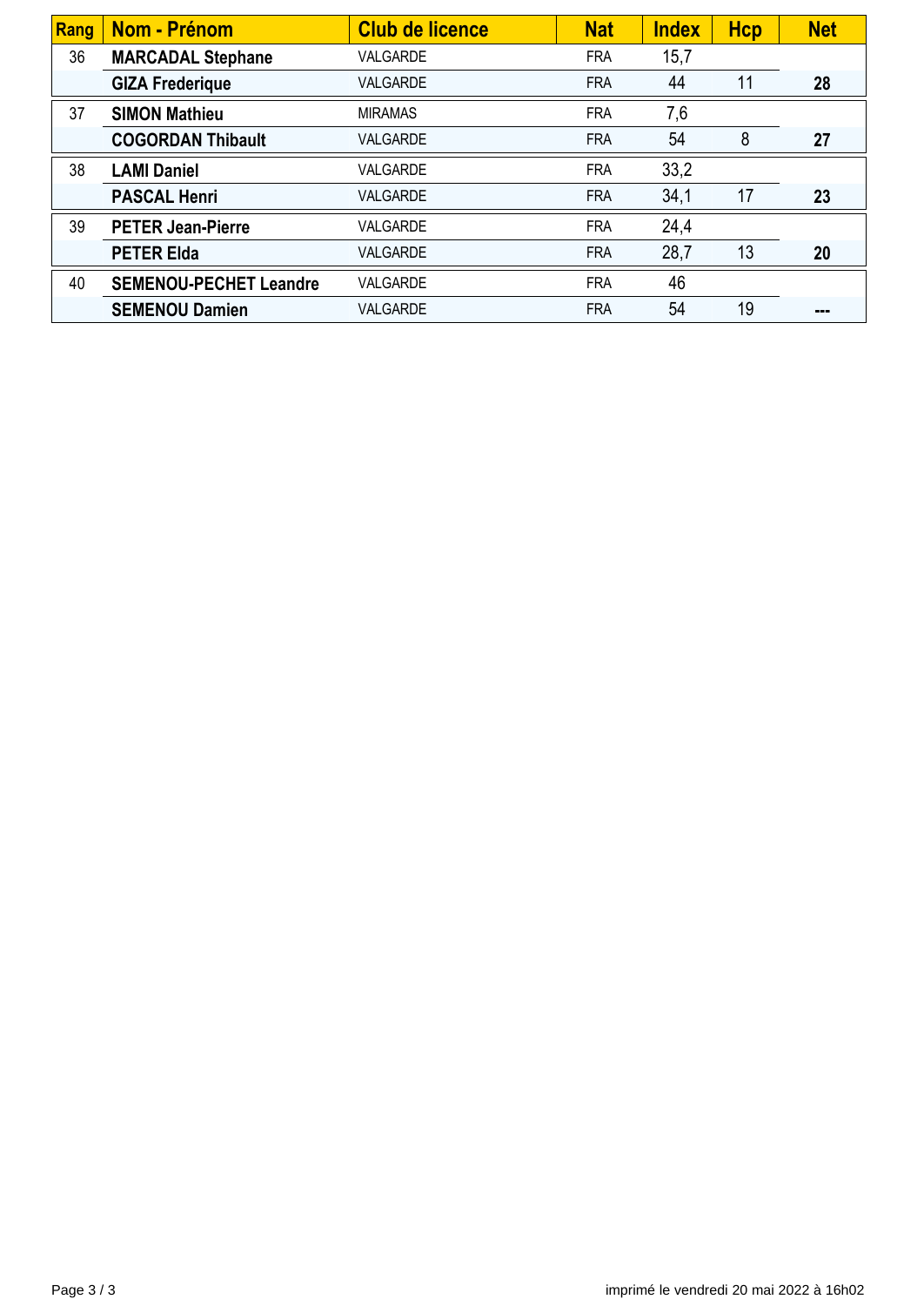| Rang | Nom - Prénom | Club de licence | Nat | Index | Hcp | Net |
|---|---|---|---|---|---|---|
| 36 | **MARCADAL Stephane** | VALGARDE | FRA | 15,7 | | |
| | **GIZA Frederique** | VALGARDE | FRA | 44 | 11 | **28** |
| 37 | **SIMON Mathieu** | MIRAMAS | FRA | 7,6 | | |
| | **COGORDAN Thibault** | VALGARDE | FRA | 54 | 8 | **27** |
| 38 | **LAMI Daniel** | VALGARDE | FRA | 33,2 | | |
| | **PASCAL Henri** | VALGARDE | FRA | 34,1 | 17 | **23** |
| 39 | **PETER Jean-Pierre** | VALGARDE | FRA | 24,4 | | |
| | **PETER Elda** | VALGARDE | FRA | 28,7 | 13 | **20** |
| 40 | **SEMENOU-PECHET Leandre** | VALGARDE | FRA | 46 | | |
| | **SEMENOU Damien** | VALGARDE | FRA | 54 | 19 | **---** |

imprimé le vendredi 20 mai 2022 à 16h02